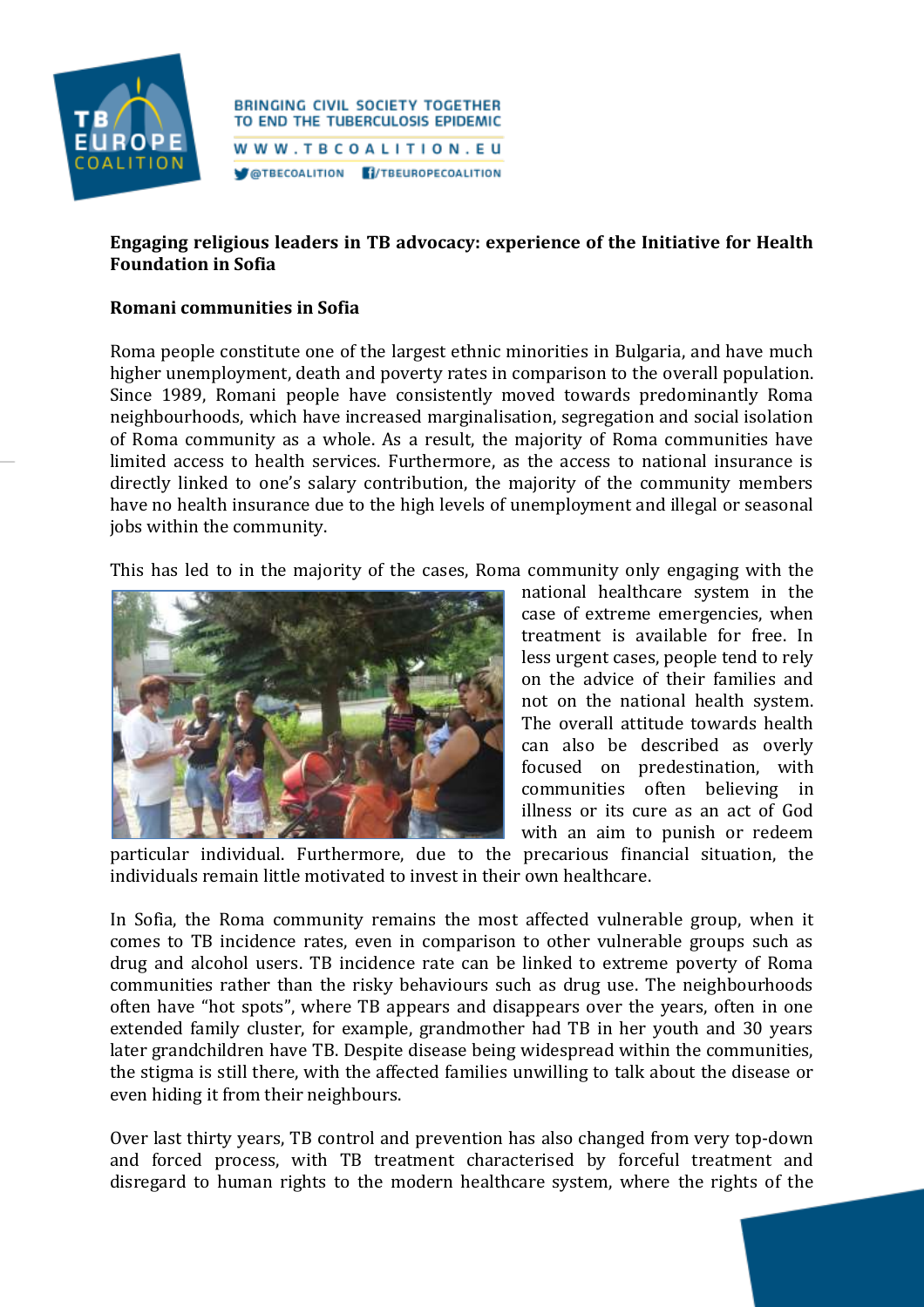**Engaging religious leaders in TB advocacy: experience of the Initiative for Health Foundation in Sofia**

**Romani communities in Sofia**

Roma people constitute one of the largest ethnic minorities in Bulgaria, and have much higher unemployment, death and poverty rates in comparison to the overall population. Since 1989, Romani people have consistently moved towards predominantly Roma neighbourhoods, which have increased marginalisation, segregation and social isolation of Roma community as a whole. As a result, the majority of Roma communities have limited access to health services. Furthermore, as the access to national insurance is directly linked to one's salary contribution, the majority of the community members have no health insurance due to the high levels of unemployment and illegal or seasonal jobs within the community.

This has led to in the majority of the cases, Roma community only engaging with the national healthcare system in the case of extreme emergencies, when treatment is available for free. In less urgent cases, people tend to rely on the advice of their families and not on the national health system. The overall attitude towards health can also be described as overly focused on predestination, with communities often believing in illness or its cure as an act of God with an aim to punish or redeem particular individual. Furthermore, due to the precarious financial situation, the individuals remain little motivated to invest in their own healthcare.

In Sofia, the Roma community remains the most affected vulnerable group, when it comes to TB incidence rates, even in comparison to other vulnerable groups such as drug and alcohol users. TB incidence rate can be linked to extreme poverty of Roma communities rather than the risky behaviours such as drug use. The neighbourhoods often have "hot spots", where TB appears and disappears over the years, often in one extended family cluster, for example, grandmother had TB in her youth and 30 years later grandchildren have TB. Despite disease being widespread within the communities, the stigma is still there, with the affected families unwilling to talk about the disease or even hiding it from their neighbours.

Over last thirty years, TB control and prevention has also changed from very top-down and forced process, with TB treatment characterised by forceful treatment and disregard to human rights to the modern healthcare system, where the rights of the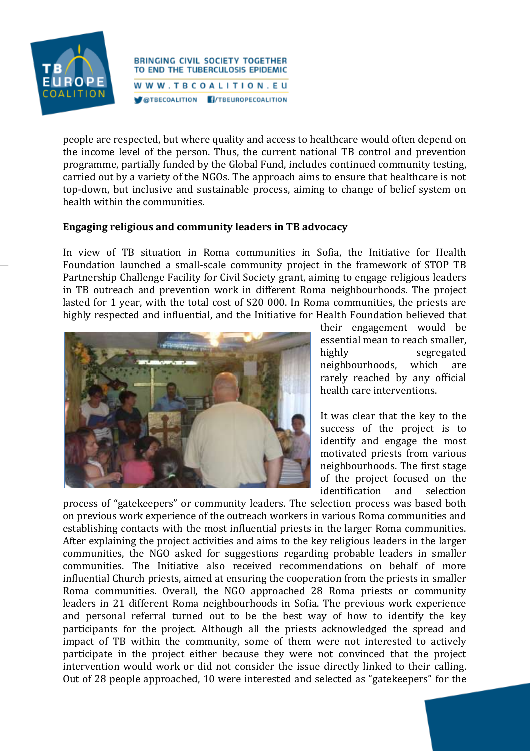people are respected, but where quality and access to healthcare would often depend on the income level of the person. Thus, the current national TB control and prevention programme, partially funded by the Global Fund, includes continued community testing, carried out by a variety of the NGOs. The approach aims to ensure that healthcare is not top-down, but inclusive and sustainable process, aiming to change of belief system on health within the communities.

**Engaging religious and community leaders in TB advocacy**

In view of TB situation in Roma communities in Sofia, the Initiative for Health Foundation launched a small-scale community project in the framework of STOP TB Partnership Challenge Facility for Civil Society grant, aiming to engage religious leaders in TB outreach and prevention work in different Roma neighbourhoods. The project lasted for 1 year, with the total cost of $20 000. In Roma communities, the priests are highly respected and influential, and the Initiative for Health Foundation believed that their engagement would be essential mean to reach smaller, highly segregated neighbourhoods, which are rarely reached by any official health care interventions.

It was clear that the key to the success of the project is to identify and engage the most motivated priests from various neighbourhoods. The first stage of the project focused on the identification and selection process of "gatekeepers" or community leaders. The selection process was based both on previous work experience of the outreach workers in various Roma communities and establishing contacts with the most influential priests in the larger Roma communities. After explaining the project activities and aims to the key religious leaders in the larger communities, the NGO asked for suggestions regarding probable leaders in smaller communities. The Initiative also received recommendations on behalf of more influential Church priests, aimed at ensuring the cooperation from the priests in smaller Roma communities. Overall, the NGO approached 28 Roma priests or community leaders in 21 different Roma neighbourhoods in Sofia. The previous work experience and personal referral turned out to be the best way of how to identify the key participants for the project. Although all the priests acknowledged the spread and impact of TB within the community, some of them were not interested to actively participate in the project either because they were not convinced that the project intervention would work or did not consider the issue directly linked to their calling. Out of 28 people approached, 10 were interested and selected as "gatekeepers" for the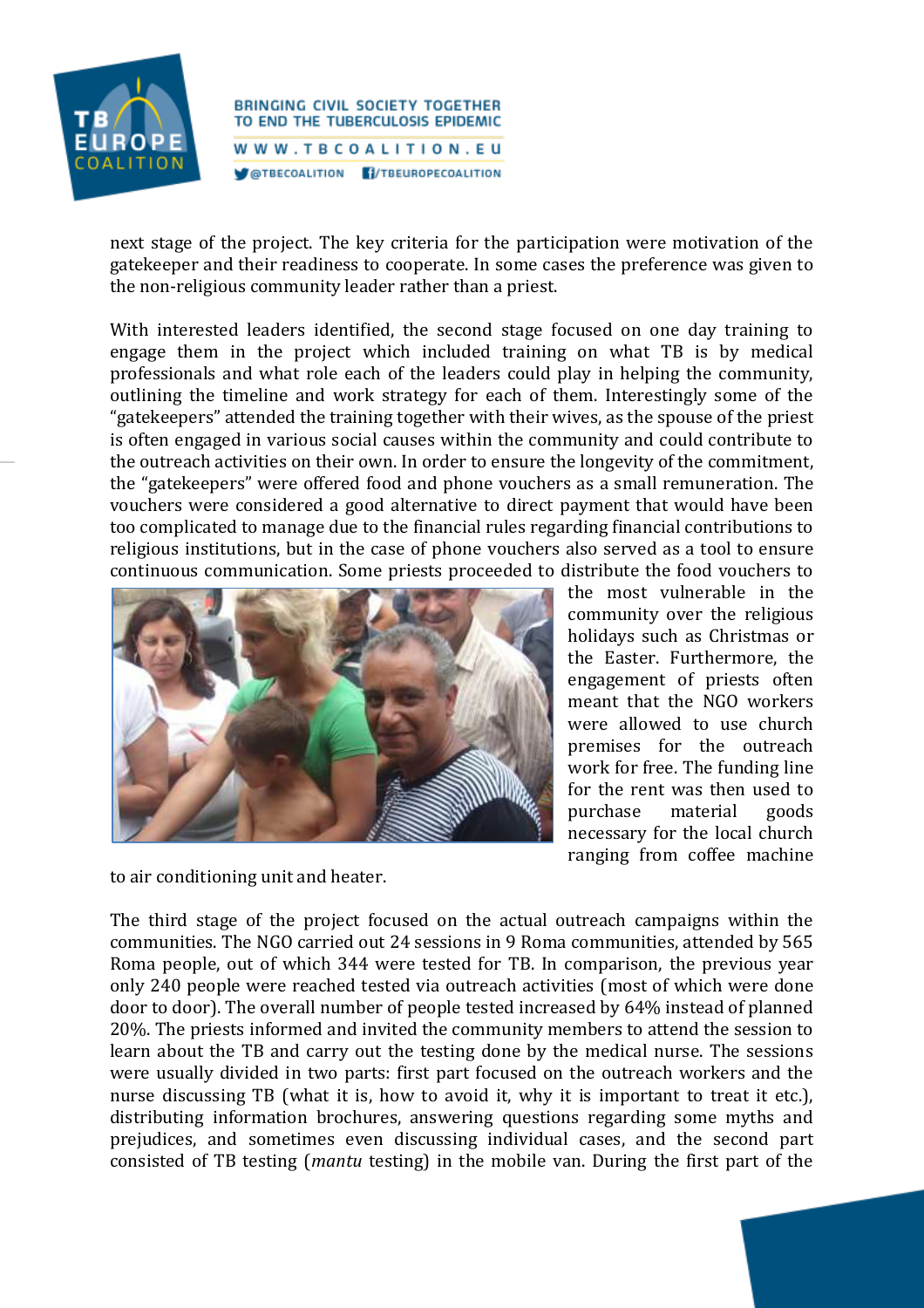next stage of the project. The key criteria for the participation were motivation of the gatekeeper and their readiness to cooperate. In some cases the preference was given to the non-religious community leader rather than a priest.

With interested leaders identified, the second stage focused on one day training to engage them in the project which included training on what TB is by medical professionals and what role each of the leaders could play in helping the community, outlining the timeline and work strategy for each of them. Interestingly some of the "gatekeepers" attended the training together with their wives, as the spouse of the priest is often engaged in various social causes within the community and could contribute to the outreach activities on their own. In order to ensure the longevity of the commitment, the "gatekeepers" were offered food and phone vouchers as a small remuneration. The vouchers were considered a good alternative to direct payment that would have been too complicated to manage due to the financial rules regarding financial contributions to religious institutions, but in the case of phone vouchers also served as a tool to ensure continuous communication. Some priests proceeded to distribute the food vouchers to the most vulnerable in the community over the religious holidays such as Christmas or the Easter. Furthermore, the engagement of priests often meant that the NGO workers were allowed to use church premises for the outreach work for free. The funding line for the rent was then used to purchase material goods necessary for the local church ranging from coffee machine to air conditioning unit and heater.

The third stage of the project focused on the actual outreach campaigns within the communities. The NGO carried out 24 sessions in 9 Roma communities, attended by 565 Roma people, out of which 344 were tested for TB. In comparison, the previous year only 240 people were reached tested via outreach activities (most of which were done door to door). The overall number of people tested increased by 64% instead of planned 20%. The priests informed and invited the community members to attend the session to learn about the TB and carry out the testing done by the medical nurse. The sessions were usually divided in two parts: first part focused on the outreach workers and the nurse discussing TB (what it is, how to avoid it, why it is important to treat it etc.), distributing information brochures, answering questions regarding some myths and prejudices, and sometimes even discussing individual cases, and the second part consisted of TB testing (*mantu* testing) in the mobile van. During the first part of the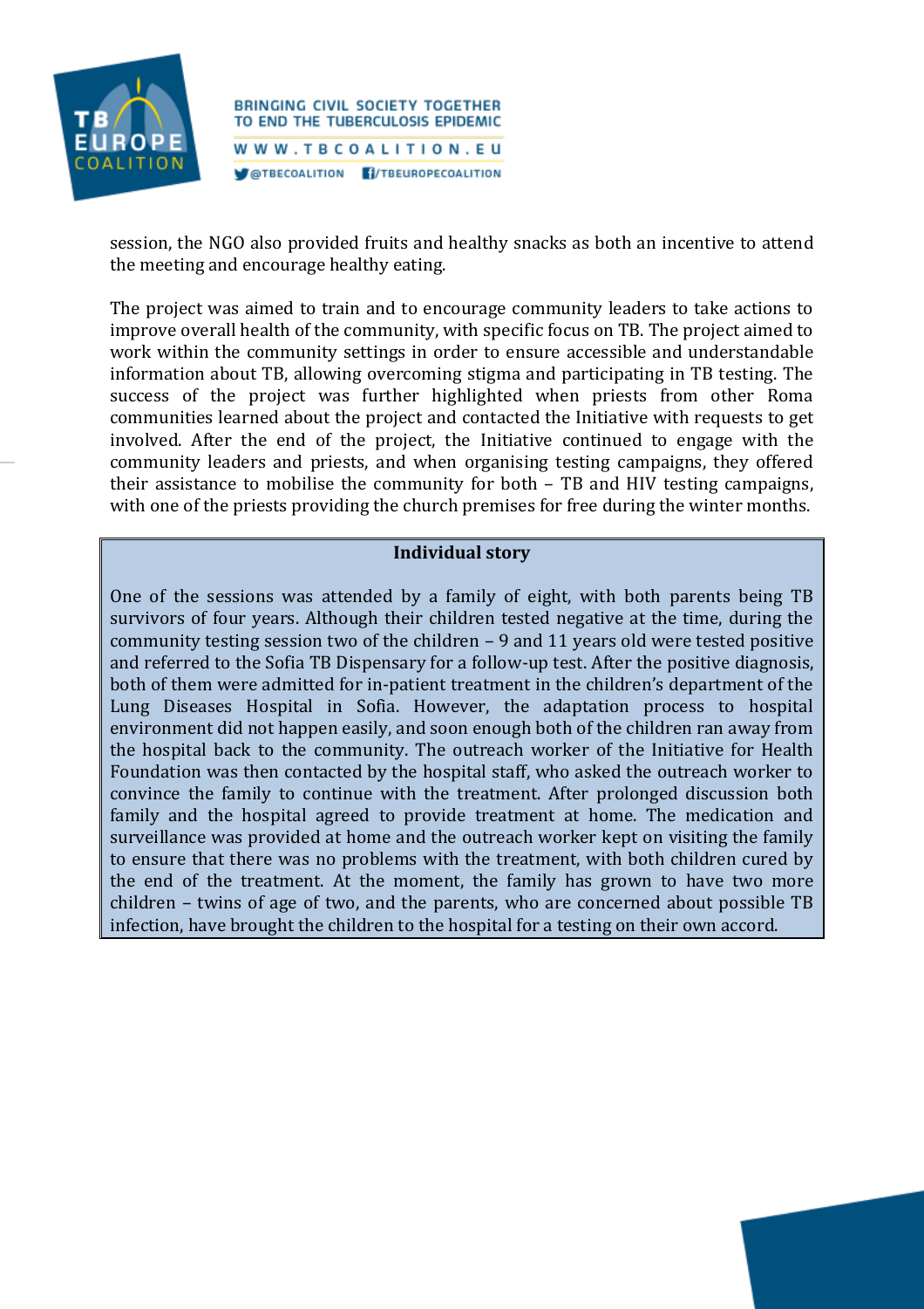session, the NGO also provided fruits and healthy snacks as both an incentive to attend the meeting and encourage healthy eating.

The project was aimed to train and to encourage community leaders to take actions to improve overall health of the community, with specific focus on TB. The project aimed to work within the community settings in order to ensure accessible and understandable information about TB, allowing overcoming stigma and participating in TB testing. The success of the project was further highlighted when priests from other Roma communities learned about the project and contacted the Initiative with requests to get involved. After the end of the project, the Initiative continued to engage with the community leaders and priests, and when organising testing campaigns, they offered their assistance to mobilise the community for both – TB and HIV testing campaigns, with one of the priests providing the church premises for free during the winter months.

**Individual story**

One of the sessions was attended by a family of eight, with both parents being TB survivors of four years. Although their children tested negative at the time, during the community testing session two of the children – 9 and 11 years old were tested positive and referred to the Sofia TB Dispensary for a follow-up test. After the positive diagnosis, both of them were admitted for in-patient treatment in the children's department of the Lung Diseases Hospital in Sofia. However, the adaptation process to hospital environment did not happen easily, and soon enough both of the children ran away from the hospital back to the community. The outreach worker of the Initiative for Health Foundation was then contacted by the hospital staff, who asked the outreach worker to convince the family to continue with the treatment. After prolonged discussion both family and the hospital agreed to provide treatment at home. The medication and surveillance was provided at home and the outreach worker kept on visiting the family to ensure that there was no problems with the treatment, with both children cured by the end of the treatment. At the moment, the family has grown to have two more children – twins of age of two, and the parents, who are concerned about possible TB infection, have brought the children to the hospital for a testing on their own accord.